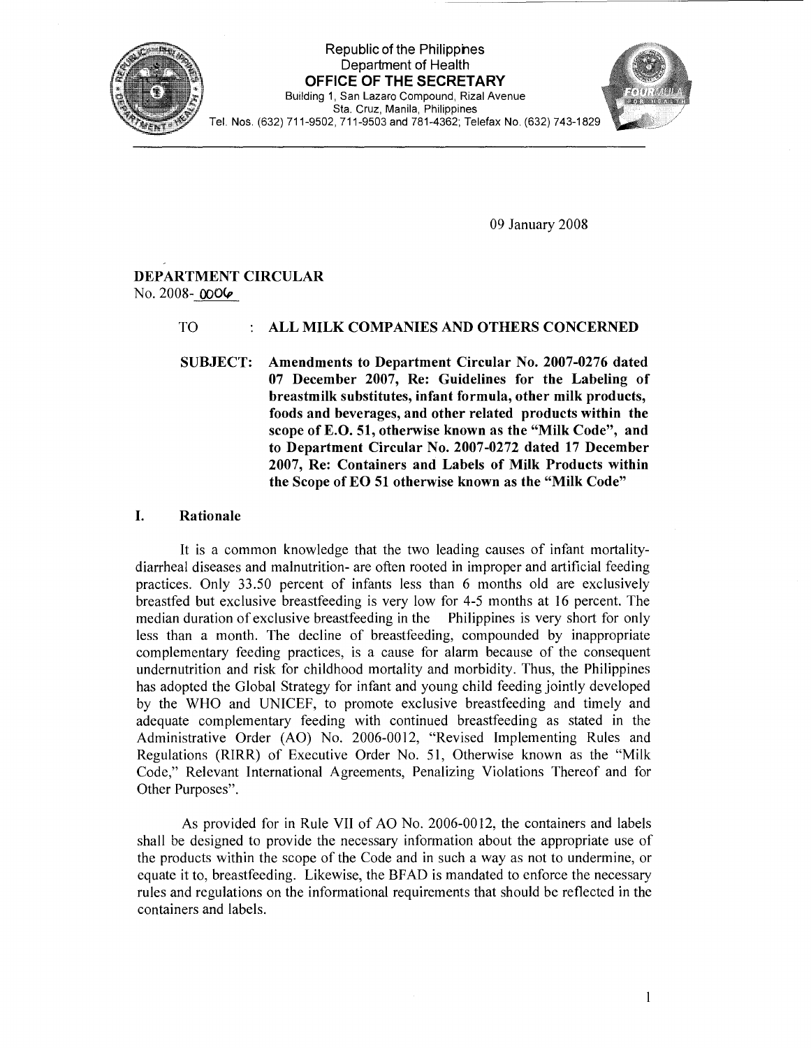Republic of the Philippines
Department of Health
**OFFICE OF THE SECRETARY**
Building 1, San Lazaro Compound, Rizal Avenue
Sta. Cruz, Manila, Philippines
Tel. Nos. (632) 711-9502, 711-9503 and 781-4362; Telefax No. (632) 743-1829

09 January 2008

**DEPARTMENT CIRCULAR**
No. 2008- 0006

TO : **ALL MILK COMPANIES AND OTHERS CONCERNED**

SUBJECT: **Amendments to Department Circular No. 2007-0276 dated 07 December 2007, Re: Guidelines for the Labeling of breastmilk substitutes, infant formula, other milk products, foods and beverages, and other related products within the scope of E.O. 51, otherwise known as the "Milk Code", and to Department Circular No. 2007-0272 dated 17 December 2007, Re: Containers and Labels of Milk Products within the Scope of EO 51 otherwise known as the "Milk Code"**

## I. Rationale

It is a common knowledge that the two leading causes of infant mortality- diarrheal diseases and malnutrition- are often rooted in improper and artificial feeding practices. Only 33.50 percent of infants less than 6 months old are exclusively breastfed but exclusive breastfeeding is very low for 4-5 months at 16 percent. The median duration of exclusive breastfeeding in the Philippines is very short for only less than a month. The decline of breastfeeding, compounded by inappropriate complementary feeding practices, is a cause for alarm because of the consequent undernutrition and risk for childhood mortality and morbidity. Thus, the Philippines has adopted the Global Strategy for infant and young child feeding jointly developed by the WHO and UNICEF, to promote exclusive breastfeeding and timely and adequate complementary feeding with continued breastfeeding as stated in the Administrative Order (AO) No. 2006-0012, "Revised Implementing Rules and Regulations (RIRR) of Executive Order No. 51, Otherwise known as the "Milk Code," Relevant International Agreements, Penalizing Violations Thereof and for Other Purposes".

As provided for in Rule VII of AO No. 2006-0012, the containers and labels shall be designed to provide the necessary information about the appropriate use of the products within the scope of the Code and in such a way as not to undermine, or equate it to, breastfeeding. Likewise, the BFAD is mandated to enforce the necessary rules and regulations on the informational requirements that should be reflected in the containers and labels.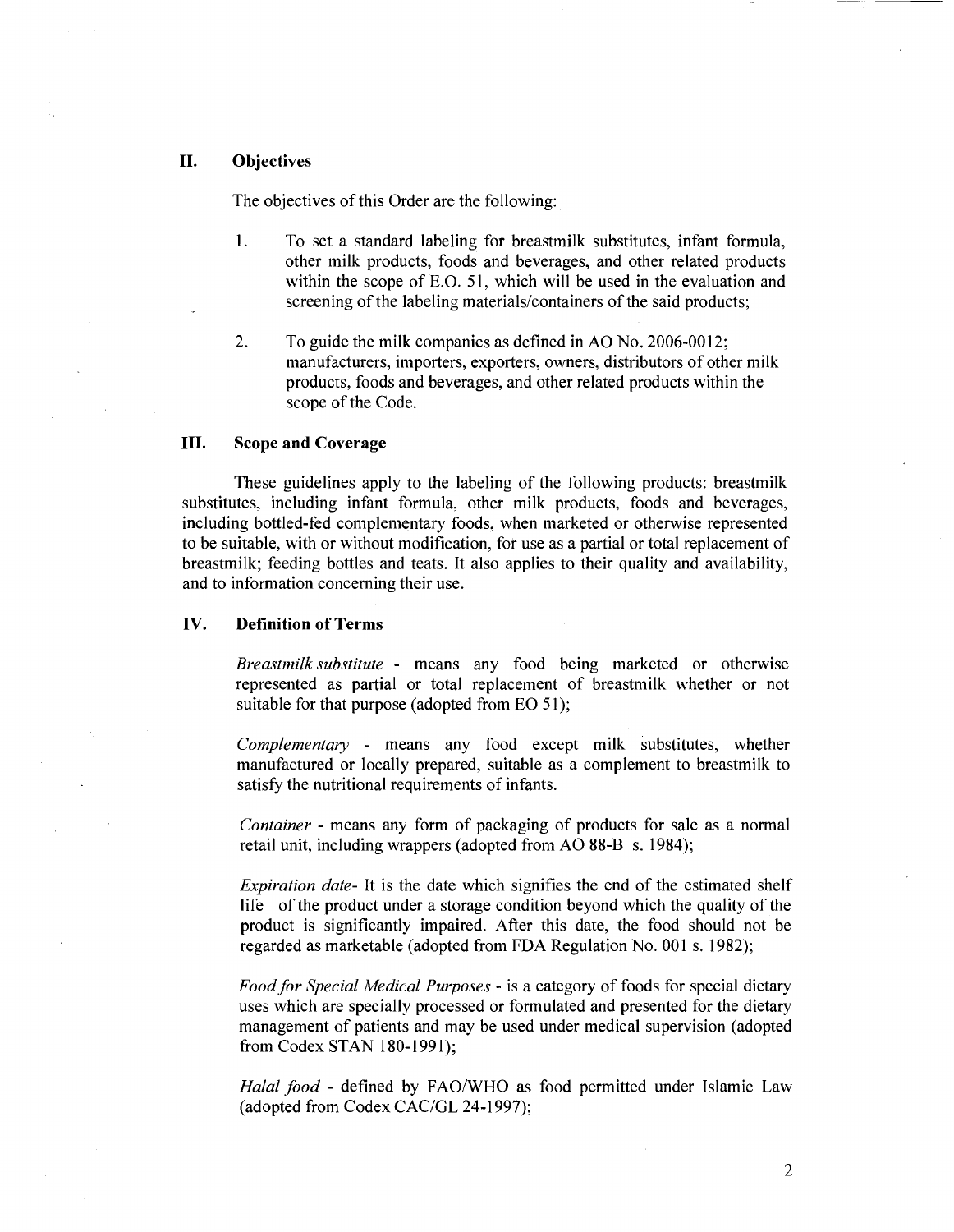## II. Objectives

The objectives of this Order are the following:

1. To set a standard labeling for breastmilk substitutes, infant formula, other milk products, foods and beverages, and other related products within the scope of E.O. 51, which will be used in the evaluation and screening of the labeling materials/containers of the said products;

2. To guide the milk companies as defined in AO No. 2006-0012; manufacturers, importers, exporters, owners, distributors of other milk products, foods and beverages, and other related products within the scope of the Code.

## III. Scope and Coverage

These guidelines apply to the labeling of the following products: breastmilk substitutes, including infant formula, other milk products, foods and beverages, including bottled-fed complementary foods, when marketed or otherwise represented to be suitable, with or without modification, for use as a partial or total replacement of breastmilk; feeding bottles and teats. It also applies to their quality and availability, and to information concerning their use.

## IV. Definition of Terms

*Breastmilk substitute* - means any food being marketed or otherwise represented as partial or total replacement of breastmilk whether or not suitable for that purpose (adopted from EO 51);

*Complementary* - means any food except milk substitutes, whether manufactured or locally prepared, suitable as a complement to breastmilk to satisfy the nutritional requirements of infants.

*Container* - means any form of packaging of products for sale as a normal retail unit, including wrappers (adopted from AO 88-B s. 1984);

*Expiration date*- It is the date which signifies the end of the estimated shelf life of the product under a storage condition beyond which the quality of the product is significantly impaired. After this date, the food should not be regarded as marketable (adopted from FDA Regulation No. 001 s. 1982);

*Food for Special Medical Purposes* - is a category of foods for special dietary uses which are specially processed or formulated and presented for the dietary management of patients and may be used under medical supervision (adopted from Codex STAN 180-1991);

*Halal food* - defined by FAO/WHO as food permitted under Islamic Law (adopted from Codex CAC/GL 24-1997);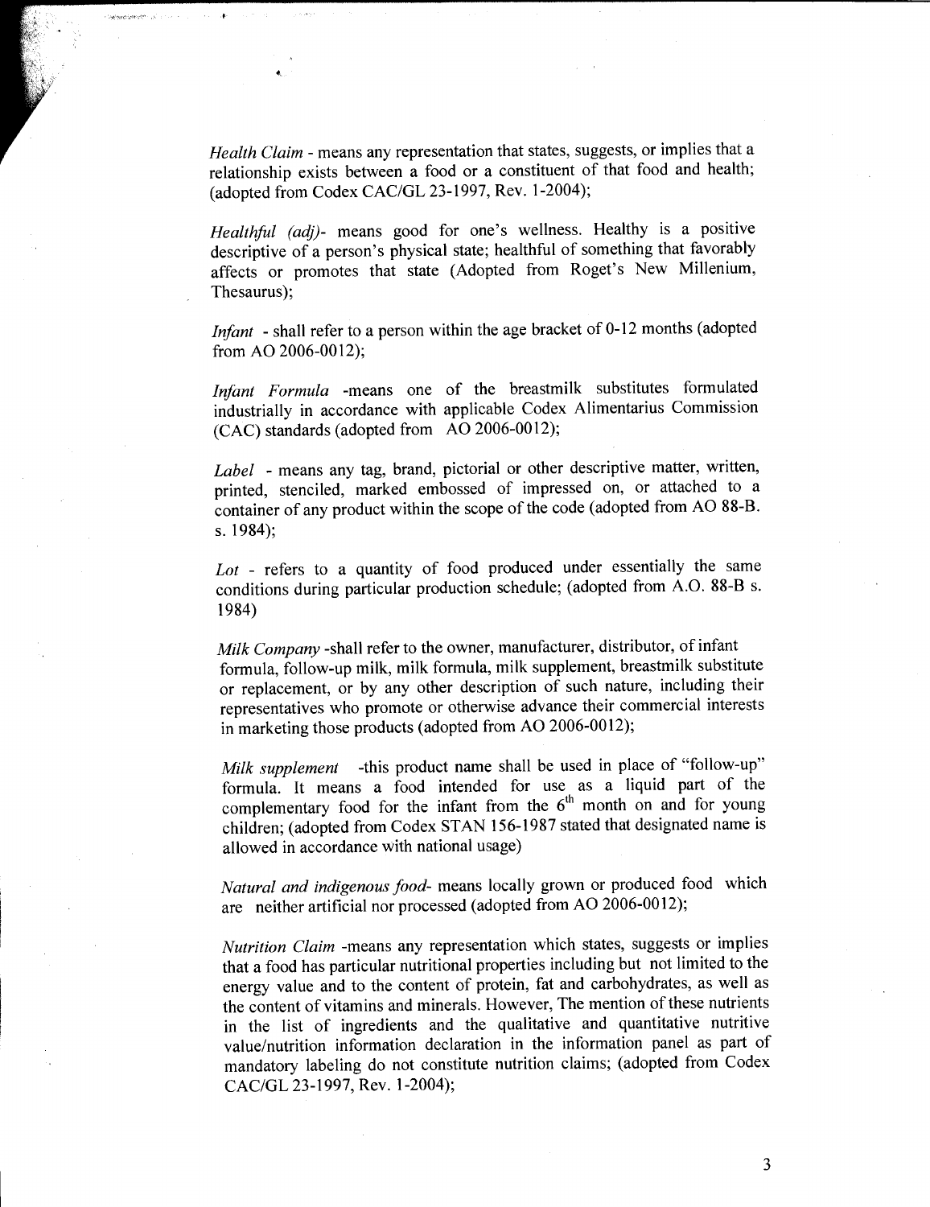*Health Claim* - means any representation that states, suggests, or implies that a relationship exists between a food or a constituent of that food and health; (adopted from Codex CAC/GL 23-1997, Rev. 1-2004);

*Healthful (adj)*- means good for one's wellness. Healthy is a positive descriptive of a person's physical state; healthful of something that favorably affects or promotes that state (Adopted from Roget's New Millenium, Thesaurus);

*Infant* - shall refer to a person within the age bracket of 0-12 months (adopted from AO 2006-0012);

*Infant Formula* -means one of the breastmilk substitutes formulated industrially in accordance with applicable Codex Alimentarius Commission (CAC) standards (adopted from AO 2006-0012);

*Label* - means any tag, brand, pictorial or other descriptive matter, written, printed, stenciled, marked embossed of impressed on, or attached to a container of any product within the scope of the code (adopted from AO 88-B. s. 1984);

*Lot* - refers to a quantity of food produced under essentially the same conditions during particular production schedule; (adopted from A.O. 88-B s. 1984)

*Milk Company* -shall refer to the owner, manufacturer, distributor, of infant formula, follow-up milk, milk formula, milk supplement, breastmilk substitute or replacement, or by any other description of such nature, including their representatives who promote or otherwise advance their commercial interests in marketing those products (adopted from AO 2006-0012);

*Milk supplement* -this product name shall be used in place of "follow-up" formula. It means a food intended for use as a liquid part of the complementary food for the infant from the 6th month on and for young children; (adopted from Codex STAN 156-1987 stated that designated name is allowed in accordance with national usage)

*Natural and indigenous food*- means locally grown or produced food which are neither artificial nor processed (adopted from AO 2006-0012);

*Nutrition Claim* -means any representation which states, suggests or implies that a food has particular nutritional properties including but not limited to the energy value and to the content of protein, fat and carbohydrates, as well as the content of vitamins and minerals. However, The mention of these nutrients in the list of ingredients and the qualitative and quantitative nutritive value/nutrition information declaration in the information panel as part of mandatory labeling do not constitute nutrition claims; (adopted from Codex CAC/GL 23-1997, Rev. 1-2004);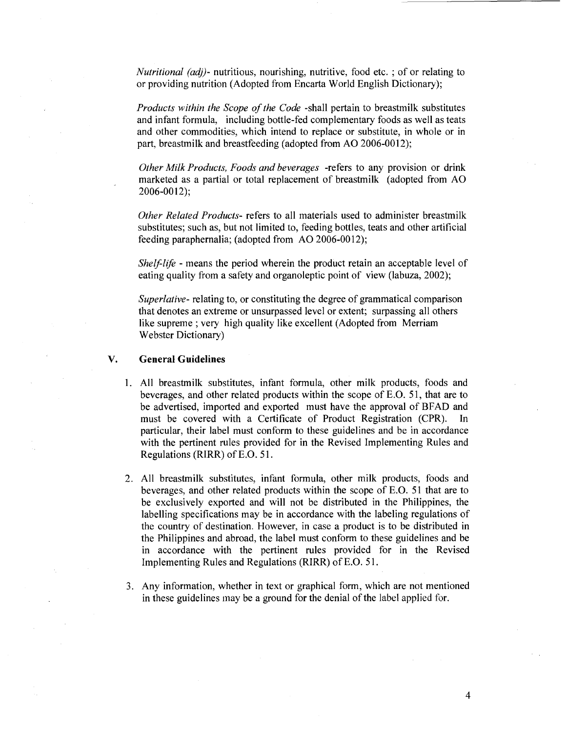*Nutritional (adj)*- nutritious, nourishing, nutritive, food etc. ; of or relating to or providing nutrition (Adopted from Encarta World English Dictionary);

*Products within the Scope of the Code* -shall pertain to breastmilk substitutes and infant formula, including bottle-fed complementary foods as well as teats and other commodities, which intend to replace or substitute, in whole or in part, breastmilk and breastfeeding (adopted from AO 2006-0012);

*Other Milk Products, Foods and beverages* -refers to any provision or drink marketed as a partial or total replacement of breastmilk (adopted from AO 2006-0012);

*Other Related Products*- refers to all materials used to administer breastmilk substitutes; such as, but not limited to, feeding bottles, teats and other artificial feeding paraphernalia; (adopted from AO 2006-0012);

*Shelf-life* - means the period wherein the product retain an acceptable level of eating quality from a safety and organoleptic point of view (labuza, 2002);

*Superlative*- relating to, or constituting the degree of grammatical comparison that denotes an extreme or unsurpassed level or extent; surpassing all others like supreme ; very high quality like excellent (Adopted from Merriam Webster Dictionary)

## V. General Guidelines

1. All breastmilk substitutes, infant formula, other milk products, foods and beverages, and other related products within the scope of E.O. 51, that are to be advertised, imported and exported must have the approval of BFAD and must be covered with a Certificate of Product Registration (CPR). In particular, their label must conform to these guidelines and be in accordance with the pertinent rules provided for in the Revised Implementing Rules and Regulations (RIRR) of E.O. 51.

2. All breastmilk substitutes, infant formula, other milk products, foods and beverages, and other related products within the scope of E.O. 51 that are to be exclusively exported and will not be distributed in the Philippines, the labelling specifications may be in accordance with the labeling regulations of the country of destination. However, in case a product is to be distributed in the Philippines and abroad, the label must conform to these guidelines and be in accordance with the pertinent rules provided for in the Revised Implementing Rules and Regulations (RIRR) of E.O. 51.

3. Any information, whether in text or graphical form, which are not mentioned in these guidelines may be a ground for the denial of the label applied for.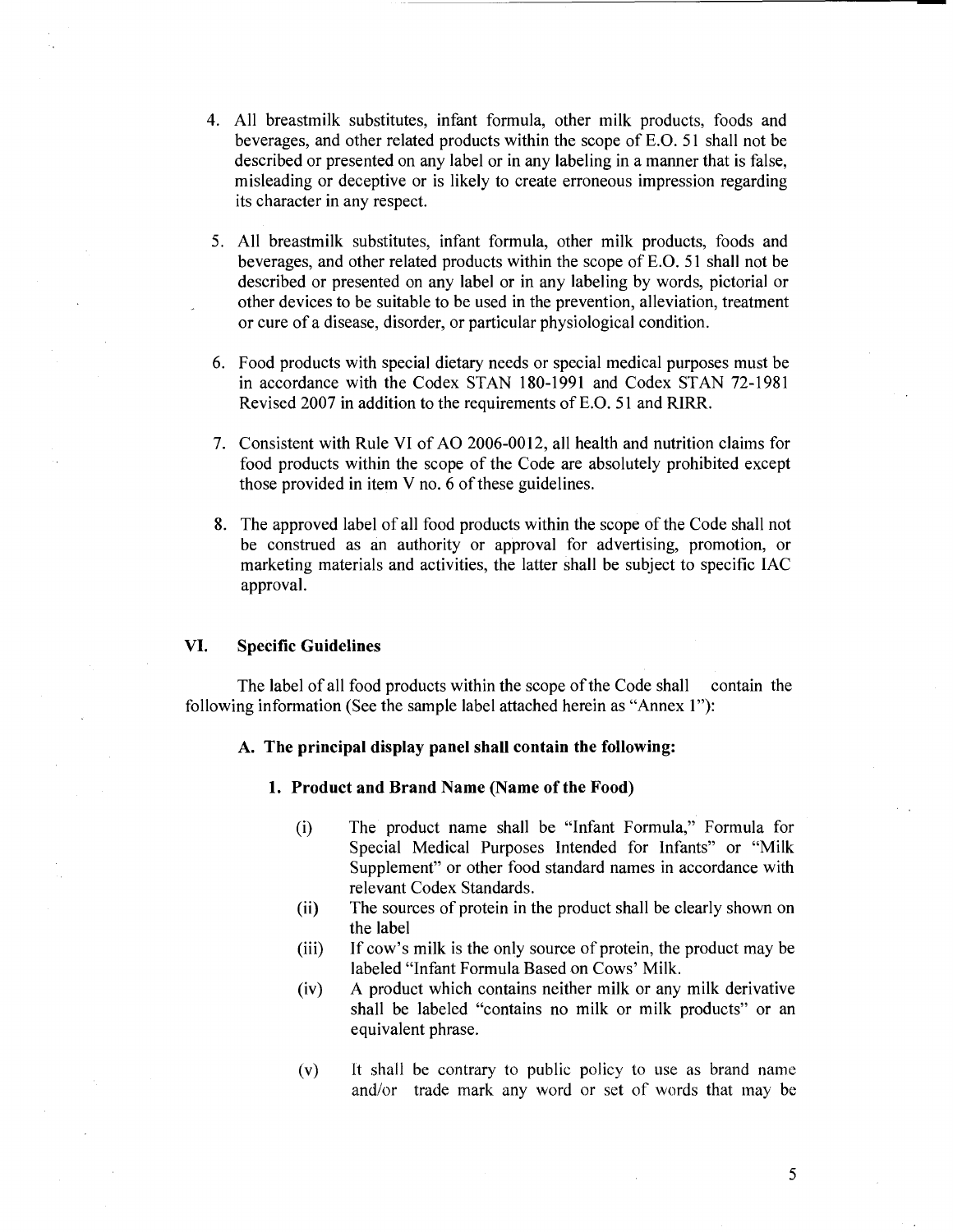4. All breastmilk substitutes, infant formula, other milk products, foods and beverages, and other related products within the scope of E.O. 51 shall not be described or presented on any label or in any labeling in a manner that is false, misleading or deceptive or is likely to create erroneous impression regarding its character in any respect.

5. All breastmilk substitutes, infant formula, other milk products, foods and beverages, and other related products within the scope of E.O. 51 shall not be described or presented on any label or in any labeling by words, pictorial or other devices to be suitable to be used in the prevention, alleviation, treatment or cure of a disease, disorder, or particular physiological condition.

6. Food products with special dietary needs or special medical purposes must be in accordance with the Codex STAN 180-1991 and Codex STAN 72-1981 Revised 2007 in addition to the requirements of E.O. 51 and RIRR.

7. Consistent with Rule VI of AO 2006-0012, all health and nutrition claims for food products within the scope of the Code are absolutely prohibited except those provided in item V no. 6 of these guidelines.

8. The approved label of all food products within the scope of the Code shall not be construed as an authority or approval for advertising, promotion, or marketing materials and activities, the latter shall be subject to specific IAC approval.

## VI. Specific Guidelines

The label of all food products within the scope of the Code shall contain the following information (See the sample label attached herein as "Annex 1"):

### A. The principal display panel shall contain the following:

#### 1. Product and Brand Name (Name of the Food)

(i) The product name shall be "Infant Formula," Formula for Special Medical Purposes Intended for Infants" or "Milk Supplement" or other food standard names in accordance with relevant Codex Standards.

(ii) The sources of protein in the product shall be clearly shown on the label

(iii) If cow's milk is the only source of protein, the product may be labeled "Infant Formula Based on Cows' Milk.

(iv) A product which contains neither milk or any milk derivative shall be labeled "contains no milk or milk products" or an equivalent phrase.

(v) It shall be contrary to public policy to use as brand name and/or trade mark any word or set of words that may be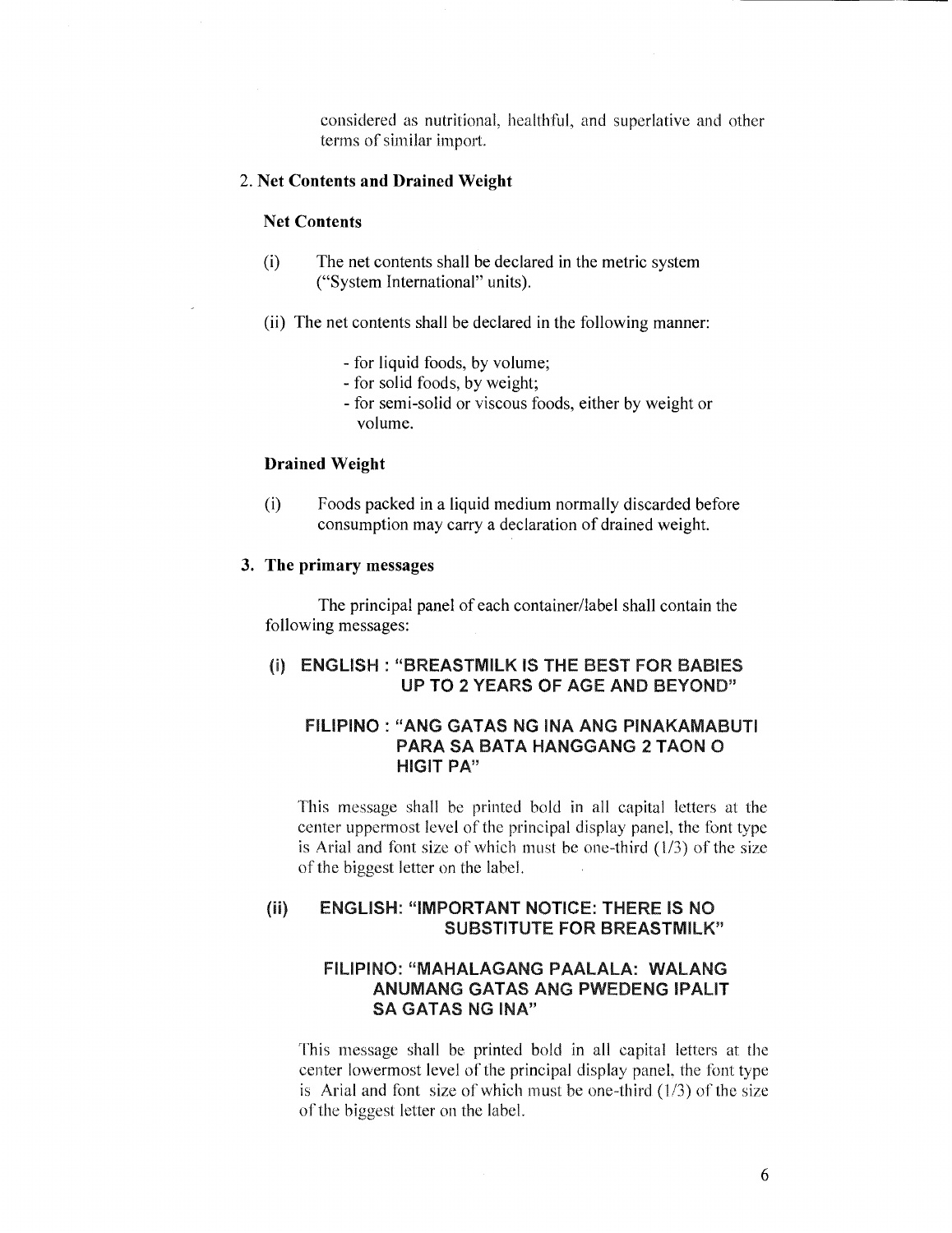considered as nutritional, healthful, and superlative and other terms of similar import.

2. **Net Contents and Drained Weight**

**Net Contents**

(i) The net contents shall be declared in the metric system ("System International" units).

(ii) The net contents shall be declared in the following manner:

- for liquid foods, by volume;
- for solid foods, by weight;
- for semi-solid or viscous foods, either by weight or volume.

**Drained Weight**

(i) Foods packed in a liquid medium normally discarded before consumption may carry a declaration of drained weight.

3. **The primary messages**

The principal panel of each container/label shall contain the following messages:

**(i) ENGLISH : "BREASTMILK IS THE BEST FOR BABIES UP TO 2 YEARS OF AGE AND BEYOND"**

**FILIPINO : "ANG GATAS NG INA ANG PINAKAMABUTI PARA SA BATA HANGGANG 2 TAON O HIGIT PA"**

This message shall be printed bold in all capital letters at the center uppermost level of the principal display panel, the font type is Arial and font size of which must be one-third (1/3) of the size of the biggest letter on the label.

**(ii) ENGLISH: "IMPORTANT NOTICE: THERE IS NO SUBSTITUTE FOR BREASTMILK"**

**FILIPINO: "MAHALAGANG PAALALA: WALANG ANUMANG GATAS ANG PWEDENG IPALIT SA GATAS NG INA"**

This message shall be printed bold in all capital letters at the center lowermost level of the principal display panel, the font type is Arial and font size of which must be one-third (1/3) of the size of the biggest letter on the label.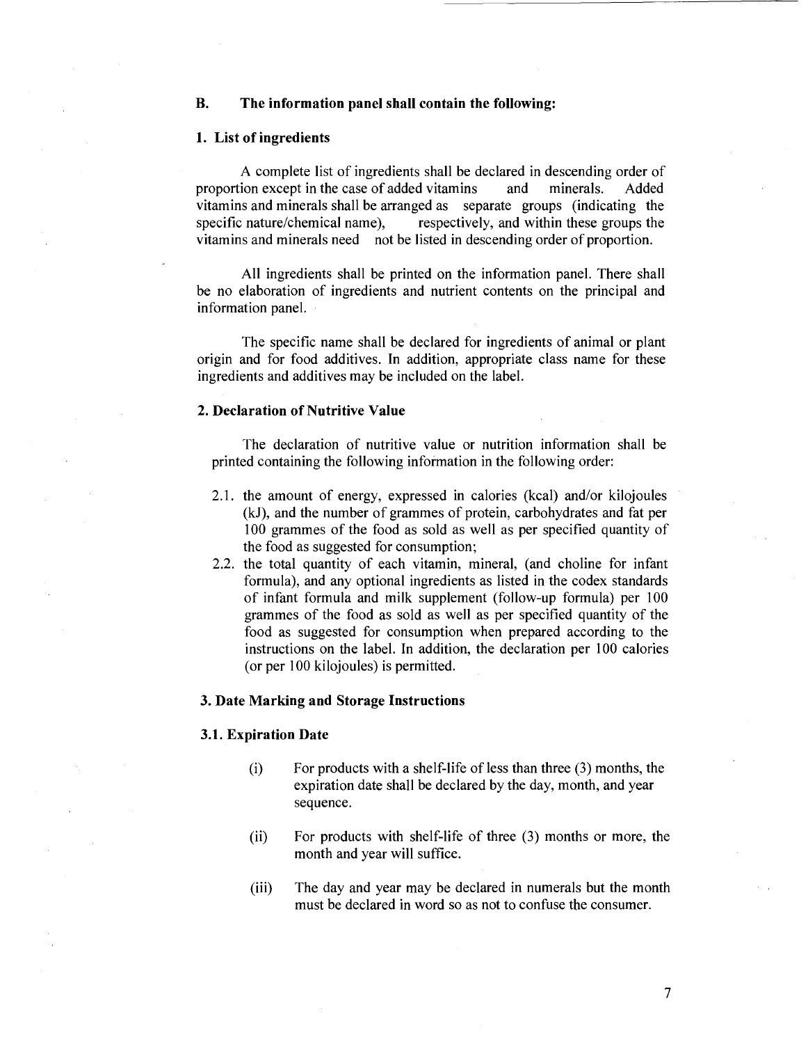## B. The information panel shall contain the following:

### 1. List of ingredients

A complete list of ingredients shall be declared in descending order of proportion except in the case of added vitamins and minerals. Added vitamins and minerals shall be arranged as separate groups (indicating the specific nature/chemical name), respectively, and within these groups the vitamins and minerals need not be listed in descending order of proportion.

All ingredients shall be printed on the information panel. There shall be no elaboration of ingredients and nutrient contents on the principal and information panel.

The specific name shall be declared for ingredients of animal or plant origin and for food additives. In addition, appropriate class name for these ingredients and additives may be included on the label.

### 2. Declaration of Nutritive Value

The declaration of nutritive value or nutrition information shall be printed containing the following information in the following order:

2.1. the amount of energy, expressed in calories (kcal) and/or kilojoules (kJ), and the number of grammes of protein, carbohydrates and fat per 100 grammes of the food as sold as well as per specified quantity of the food as suggested for consumption;

2.2. the total quantity of each vitamin, mineral, (and choline for infant formula), and any optional ingredients as listed in the codex standards of infant formula and milk supplement (follow-up formula) per 100 grammes of the food as sold as well as per specified quantity of the food as suggested for consumption when prepared according to the instructions on the label. In addition, the declaration per 100 calories (or per 100 kilojoules) is permitted.

### 3. Date Marking and Storage Instructions

#### 3.1. Expiration Date

(i) For products with a shelf-life of less than three (3) months, the expiration date shall be declared by the day, month, and year sequence.

(ii) For products with shelf-life of three (3) months or more, the month and year will suffice.

(iii) The day and year may be declared in numerals but the month must be declared in word so as not to confuse the consumer.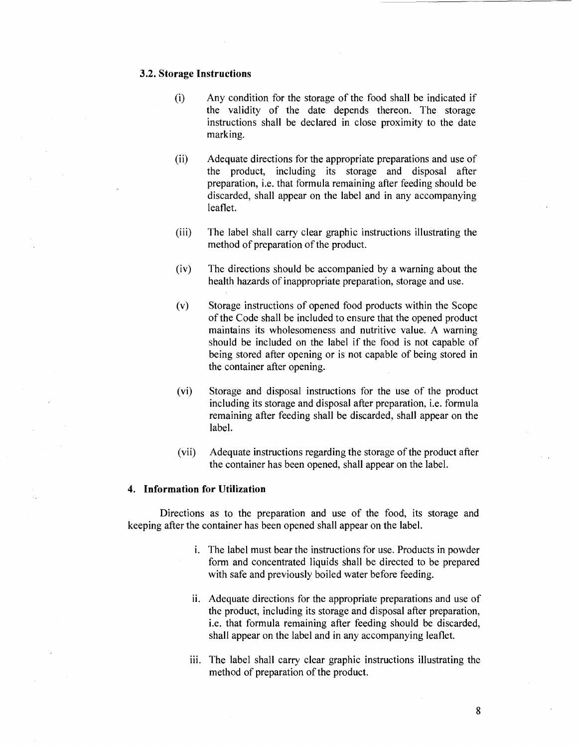### 3.2. Storage Instructions

(i) Any condition for the storage of the food shall be indicated if the validity of the date depends thereon. The storage instructions shall be declared in close proximity to the date marking.

(ii) Adequate directions for the appropriate preparations and use of the product, including its storage and disposal after preparation, i.e. that formula remaining after feeding should be discarded, shall appear on the label and in any accompanying leaflet.

(iii) The label shall carry clear graphic instructions illustrating the method of preparation of the product.

(iv) The directions should be accompanied by a warning about the health hazards of inappropriate preparation, storage and use.

(v) Storage instructions of opened food products within the Scope of the Code shall be included to ensure that the opened product maintains its wholesomeness and nutritive value. A warning should be included on the label if the food is not capable of being stored after opening or is not capable of being stored in the container after opening.

(vi) Storage and disposal instructions for the use of the product including its storage and disposal after preparation, i.e. formula remaining after feeding shall be discarded, shall appear on the label.

(vii) Adequate instructions regarding the storage of the product after the container has been opened, shall appear on the label.

## 4. Information for Utilization

Directions as to the preparation and use of the food, its storage and keeping after the container has been opened shall appear on the label.

i. The label must bear the instructions for use. Products in powder form and concentrated liquids shall be directed to be prepared with safe and previously boiled water before feeding.

ii. Adequate directions for the appropriate preparations and use of the product, including its storage and disposal after preparation, i.e. that formula remaining after feeding should be discarded, shall appear on the label and in any accompanying leaflet.

iii. The label shall carry clear graphic instructions illustrating the method of preparation of the product.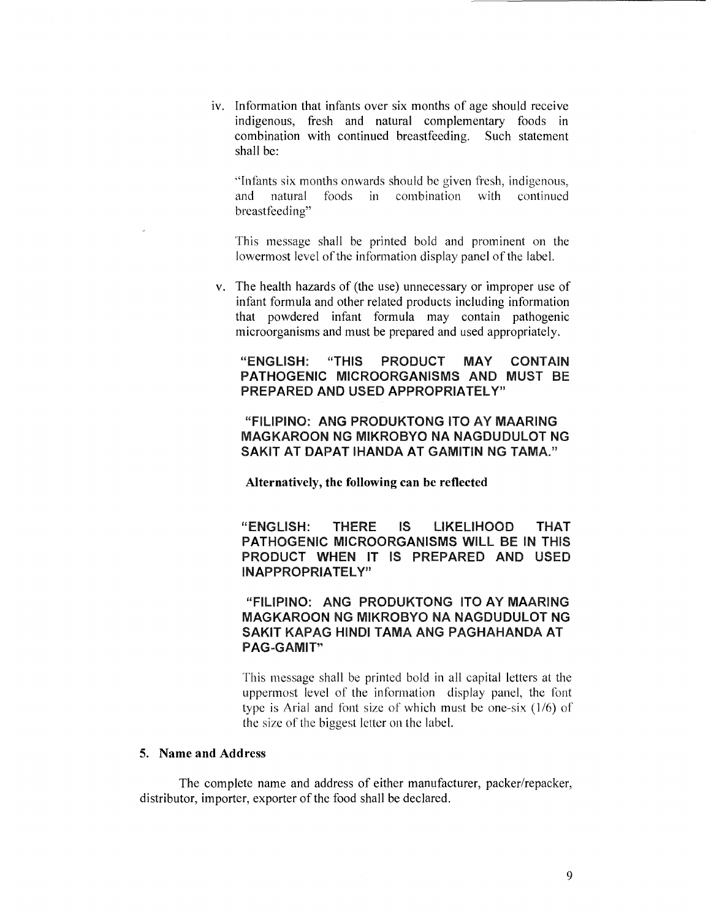iv. Information that infants over six months of age should receive indigenous, fresh and natural complementary foods in combination with continued breastfeeding. Such statement shall be:

"Infants six months onwards should be given fresh, indigenous, and natural foods in combination with continued breastfeeding"

This message shall be printed bold and prominent on the lowermost level of the information display panel of the label.

v. The health hazards of (the use) unnecessary or improper use of infant formula and other related products including information that powdered infant formula may contain pathogenic microorganisms and must be prepared and used appropriately.

**"ENGLISH: "THIS PRODUCT MAY CONTAIN PATHOGENIC MICROORGANISMS AND MUST BE PREPARED AND USED APPROPRIATELY"**

**"FILIPINO: ANG PRODUKTONG ITO AY MAARING MAGKAROON NG MIKROBYO NA NAGDUDULOT NG SAKIT AT DAPAT IHANDA AT GAMITIN NG TAMA."**

**Alternatively, the following can be reflected**

**"ENGLISH: THERE IS LIKELIHOOD THAT PATHOGENIC MICROORGANISMS WILL BE IN THIS PRODUCT WHEN IT IS PREPARED AND USED INAPPROPRIATELY"**

**"FILIPINO: ANG PRODUKTONG ITO AY MAARING MAGKAROON NG MIKROBYO NA NAGDUDULOT NG SAKIT KAPAG HINDI TAMA ANG PAGHAHANDA AT PAG-GAMIT"**

This message shall be printed bold in all capital letters at the uppermost level of the information display panel, the font type is Arial and font size of which must be one-six (1/6) of the size of the biggest letter on the label.

**5. Name and Address**

The complete name and address of either manufacturer, packer/repacker, distributor, importer, exporter of the food shall be declared.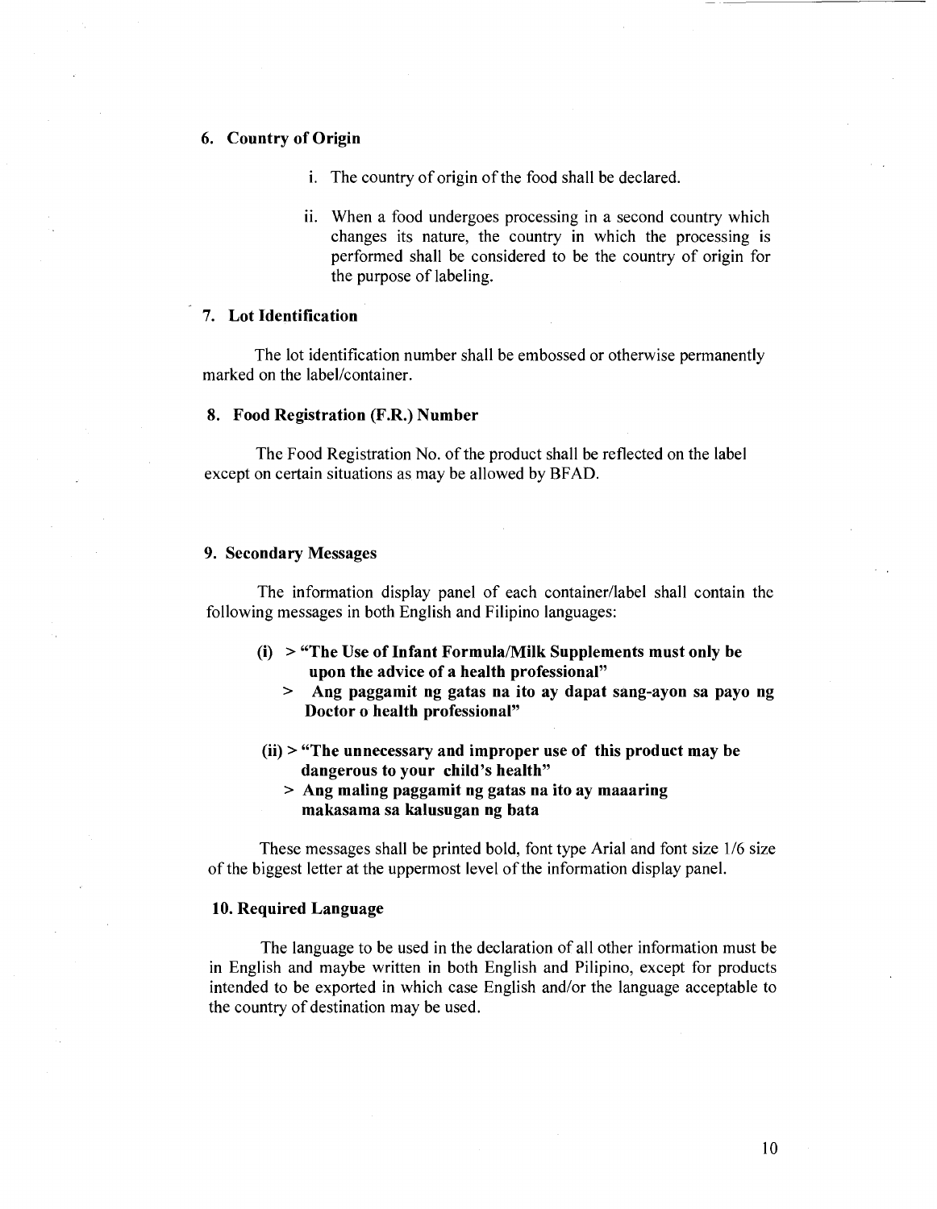### 6. Country of Origin

i. The country of origin of the food shall be declared.

ii. When a food undergoes processing in a second country which changes its nature, the country in which the processing is performed shall be considered to be the country of origin for the purpose of labeling.

### 7. Lot Identification

The lot identification number shall be embossed or otherwise permanently marked on the label/container.

### 8. Food Registration (F.R.) Number

The Food Registration No. of the product shall be reflected on the label except on certain situations as may be allowed by BFAD.

### 9. Secondary Messages

The information display panel of each container/label shall contain the following messages in both English and Filipino languages:

**(i)** > **"The Use of Infant Formula/Milk Supplements must only be upon the advice of a health professional"**
> **Ang paggamit ng gatas na ito ay dapat sang-ayon sa payo ng Doctor o health professional"**

**(ii)** > **"The unnecessary and improper use of this product may be dangerous to your child's health"**
> **Ang maling paggamit ng gatas na ito ay maaaring makasama sa kalusugan ng bata**

These messages shall be printed bold, font type Arial and font size 1/6 size of the biggest letter at the uppermost level of the information display panel.

### 10. Required Language

The language to be used in the declaration of all other information must be in English and maybe written in both English and Pilipino, except for products intended to be exported in which case English and/or the language acceptable to the country of destination may be used.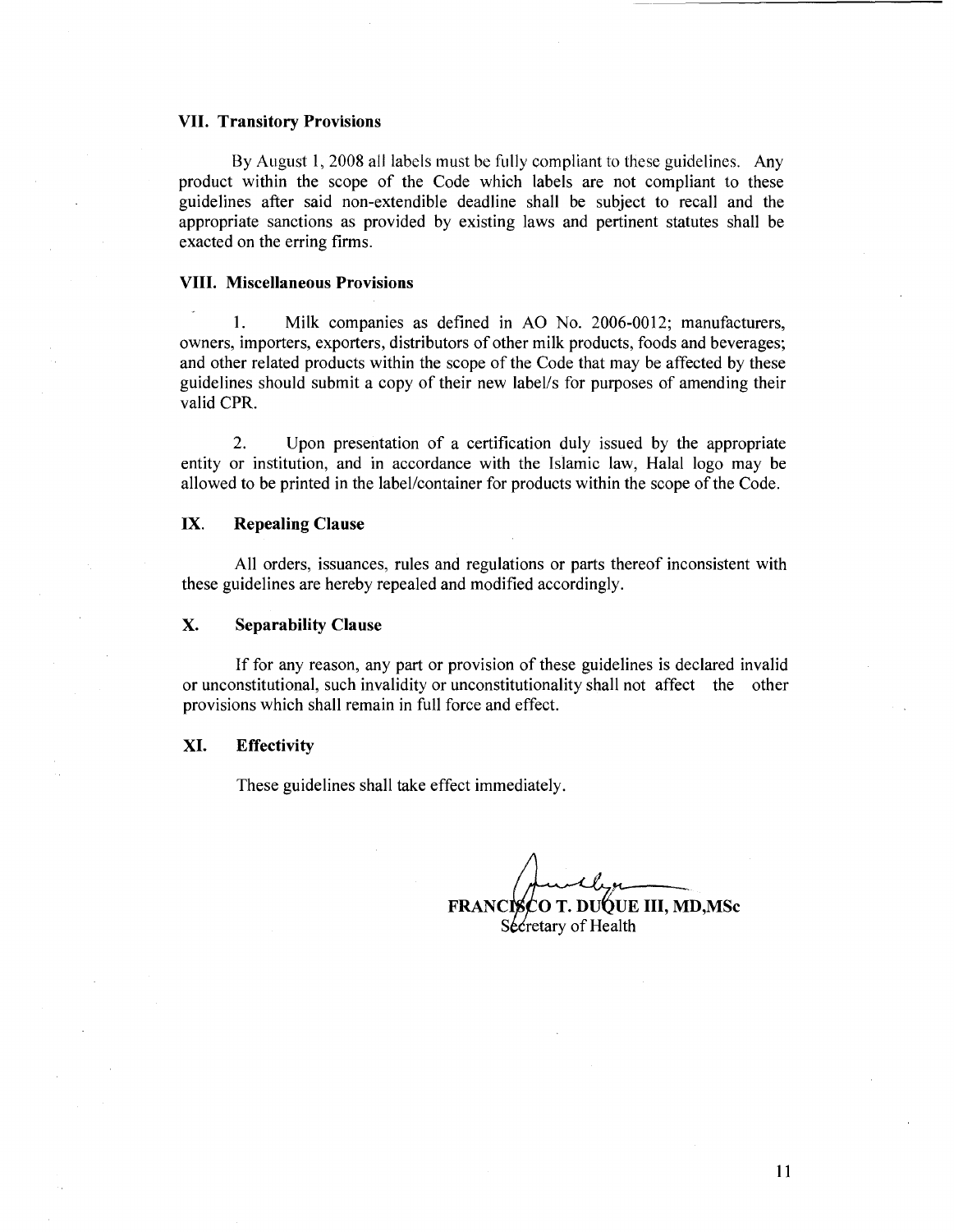### VII. Transitory Provisions

By August 1, 2008 all labels must be fully compliant to these guidelines. Any product within the scope of the Code which labels are not compliant to these guidelines after said non-extendible deadline shall be subject to recall and the appropriate sanctions as provided by existing laws and pertinent statutes shall be exacted on the erring firms.

### VIII. Miscellaneous Provisions

1. Milk companies as defined in AO No. 2006-0012; manufacturers, owners, importers, exporters, distributors of other milk products, foods and beverages; and other related products within the scope of the Code that may be affected by these guidelines should submit a copy of their new label/s for purposes of amending their valid CPR.

2. Upon presentation of a certification duly issued by the appropriate entity or institution, and in accordance with the Islamic law, Halal logo may be allowed to be printed in the label/container for products within the scope of the Code.

### IX. Repealing Clause

All orders, issuances, rules and regulations or parts thereof inconsistent with these guidelines are hereby repealed and modified accordingly.

### X. Separability Clause

If for any reason, any part or provision of these guidelines is declared invalid or unconstitutional, such invalidity or unconstitutionality shall not affect the other provisions which shall remain in full force and effect.

### XI. Effectivity

These guidelines shall take effect immediately.

**FRANCISCO T. DUQUE III, MD,MSc**
Secretary of Health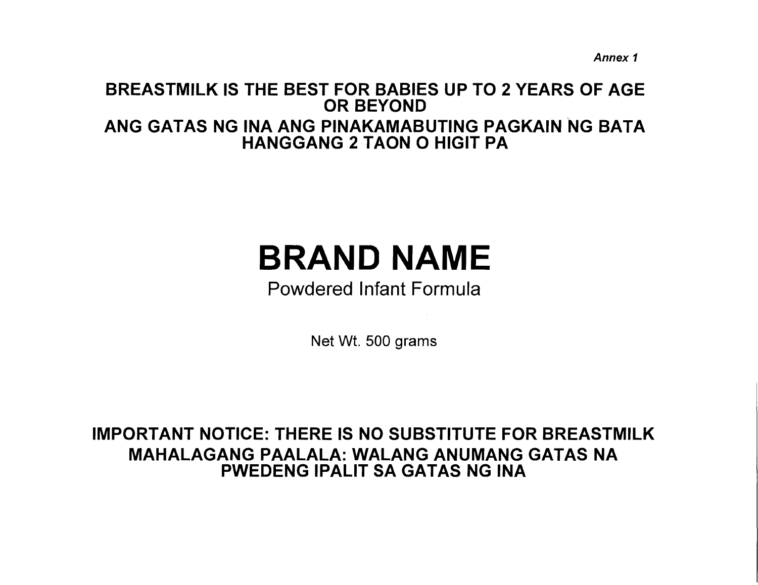*Annex 1*

**BREASTMILK IS THE BEST FOR BABIES UP TO 2 YEARS OF AGE OR BEYOND**

**ANG GATAS NG INA ANG PINAKAMABUTING PAGKAIN NG BATA HANGGANG 2 TAON O HIGIT PA**

# BRAND NAME

Powdered Infant Formula

Net Wt. 500 grams

**IMPORTANT NOTICE: THERE IS NO SUBSTITUTE FOR BREASTMILK**

**MAHALAGANG PAALALA: WALANG ANUMANG GATAS NA PWEDENG IPALIT SA GATAS NG INA**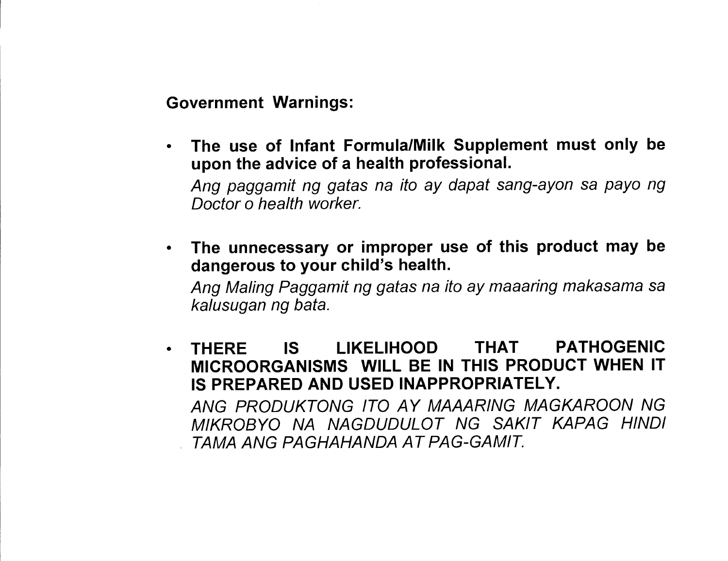**Government Warnings:**

- **The use of Infant Formula/Milk Supplement must only be upon the advice of a health professional.**

  *Ang paggamit ng gatas na ito ay dapat sang-ayon sa payo ng Doctor o health worker.*

- **The unnecessary or improper use of this product may be dangerous to your child's health.**

  *Ang Maling Paggamit ng gatas na ito ay maaaring makasama sa kalusugan ng bata.*

- **THERE IS LIKELIHOOD THAT PATHOGENIC MICROORGANISMS WILL BE IN THIS PRODUCT WHEN IT IS PREPARED AND USED INAPPROPRIATELY.**

  *ANG PRODUKTONG ITO AY MAAARING MAGKAROON NG MIKROBYO NA NAGDUDULOT NG SAKIT KAPAG HINDI TAMA ANG PAGHAHANDA AT PAG-GAMIT.*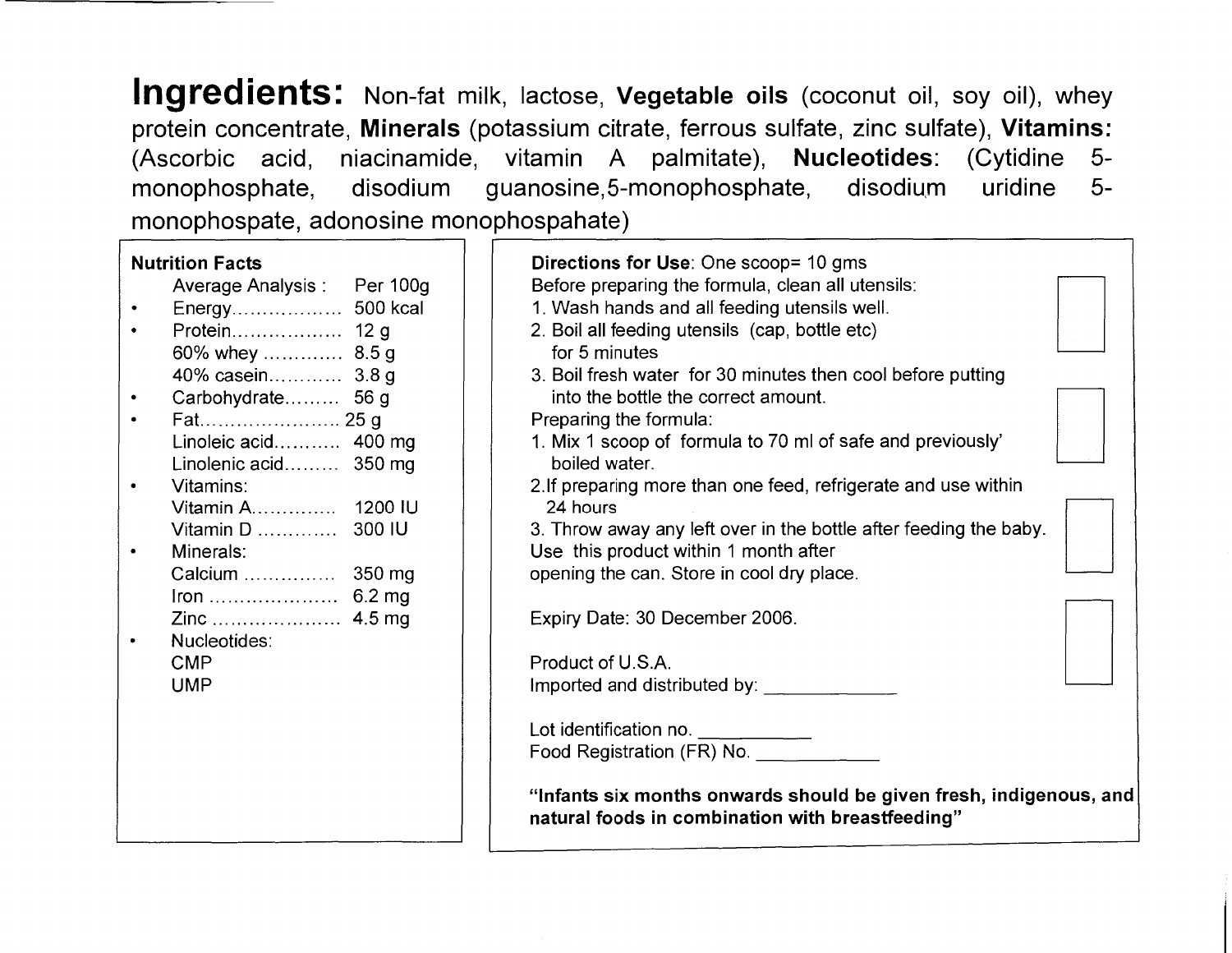**Ingredients:** Non-fat milk, lactose, **Vegetable oils** (coconut oil, soy oil), whey protein concentrate, **Minerals** (potassium citrate, ferrous sulfate, zinc sulfate), **Vitamins:** (Ascorbic acid, niacinamide, vitamin A palmitate), **Nucleotides**: (Cytidine 5-monophosphate, disodium guanosine,5-monophosphate, disodium uridine 5-monophospate, adonosine monophospahate)

**Nutrition Facts**

| Average Analysis : | Per 100g |
|---|---|
| • Energy.................. | 500 kcal |
| • Protein.................. | 12 g |
| 60% whey ............ | 8.5 g |
| 40% casein........... | 3.8 g |
| • Carbohydrate......... | 56 g |
| • Fat...................... | 25 g |
| Linoleic acid.......... | 400 mg |
| Linolenic acid......... | 350 mg |
| • Vitamins: | |
| Vitamin A.............. | 1200 IU |
| Vitamin D ............ | 300 IU |
| • Minerals: | |
| Calcium ............... | 350 mg |
| Iron .................... | 6.2 mg |
| Zinc .................... | 4.5 mg |
| • Nucleotides: | |
| CMP | |
| UMP | |

**Directions for Use**: One scoop= 10 gms

Before preparing the formula, clean all utensils:

1. Wash hands and all feeding utensils well.
2. Boil all feeding utensils (cap, bottle etc) for 5 minutes
3. Boil fresh water for 30 minutes then cool before putting into the bottle the correct amount.

Preparing the formula:

1. Mix 1 scoop of formula to 70 ml of safe and previously' boiled water.
2. If preparing more than one feed, refrigerate and use within 24 hours
3. Throw away any left over in the bottle after feeding the baby.

Use this product within 1 month after opening the can. Store in cool dry place.

Expiry Date: 30 December 2006.

Product of U.S.A.

Imported and distributed by: ____________

Lot identification no. __________

Food Registration (FR) No. ___________

**"Infants six months onwards should be given fresh, indigenous, and natural foods in combination with breastfeeding"**